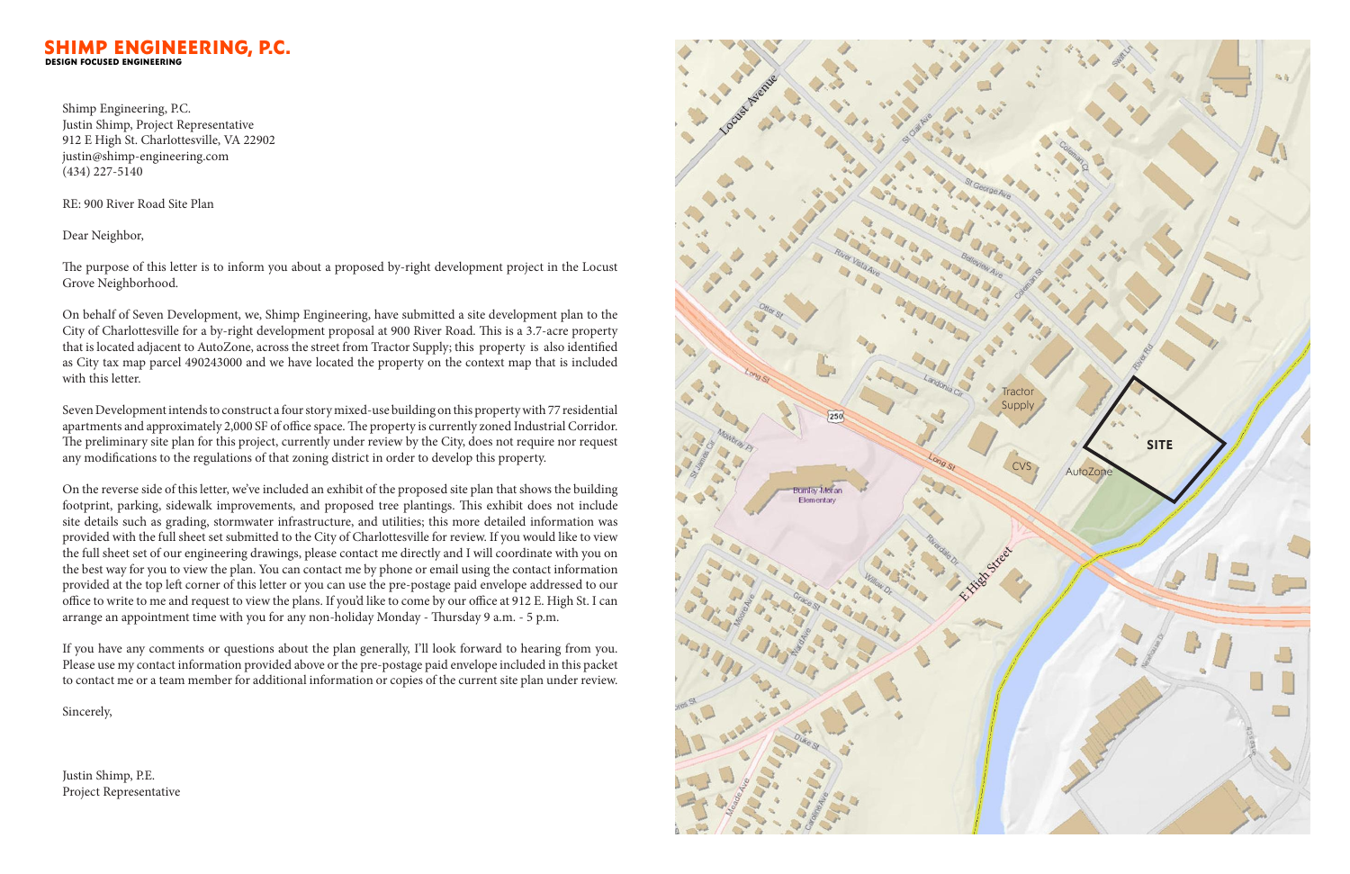# SHIMP ENGINEERING, P.C.

**DESIGN FOCUSED ENGINEERING**

Shimp Engineering, P.C.
Justin Shimp, Project Representative
912 E High St. Charlottesville, VA 22902
justin@shimp-engineering.com
(434) 227-5140

RE: 900 River Road Site Plan

Dear Neighbor,

The purpose of this letter is to inform you about a proposed by-right development project in the Locust Grove Neighborhood.

On behalf of Seven Development, we, Shimp Engineering, have submitted a site development plan to the City of Charlottesville for a by-right development proposal at 900 River Road. This is a 3.7-acre property that is located adjacent to AutoZone, across the street from Tractor Supply; this property is also identified as City tax map parcel 490243000 and we have located the property on the context map that is included with this letter.

Seven Development intends to construct a four story mixed-use building on this property with 77 residential apartments and approximately 2,000 SF of office space. The property is currently zoned Industrial Corridor. The preliminary site plan for this project, currently under review by the City, does not require nor request any modifications to the regulations of that zoning district in order to develop this property.

On the reverse side of this letter, we've included an exhibit of the proposed site plan that shows the building footprint, parking, sidewalk improvements, and proposed tree plantings. This exhibit does not include site details such as grading, stormwater infrastructure, and utilities; this more detailed information was provided with the full sheet set submitted to the City of Charlottesville for review. If you would like to view the full sheet set of our engineering drawings, please contact me directly and I will coordinate with you on the best way for you to view the plan. You can contact me by phone or email using the contact information provided at the top left corner of this letter or you can use the pre-postage paid envelope addressed to our office to write to me and request to view the plans. If you'd like to come by our office at 912 E. High St. I can arrange an appointment time with you for any non-holiday Monday - Thursday 9 a.m. - 5 p.m.

If you have any comments or questions about the plan generally, I'll look forward to hearing from you. Please use my contact information provided above or the pre-postage paid envelope included in this packet to contact me or a team member for additional information or copies of the current site plan under review.

Sincerely,

Justin Shimp, P.E.
Project Representative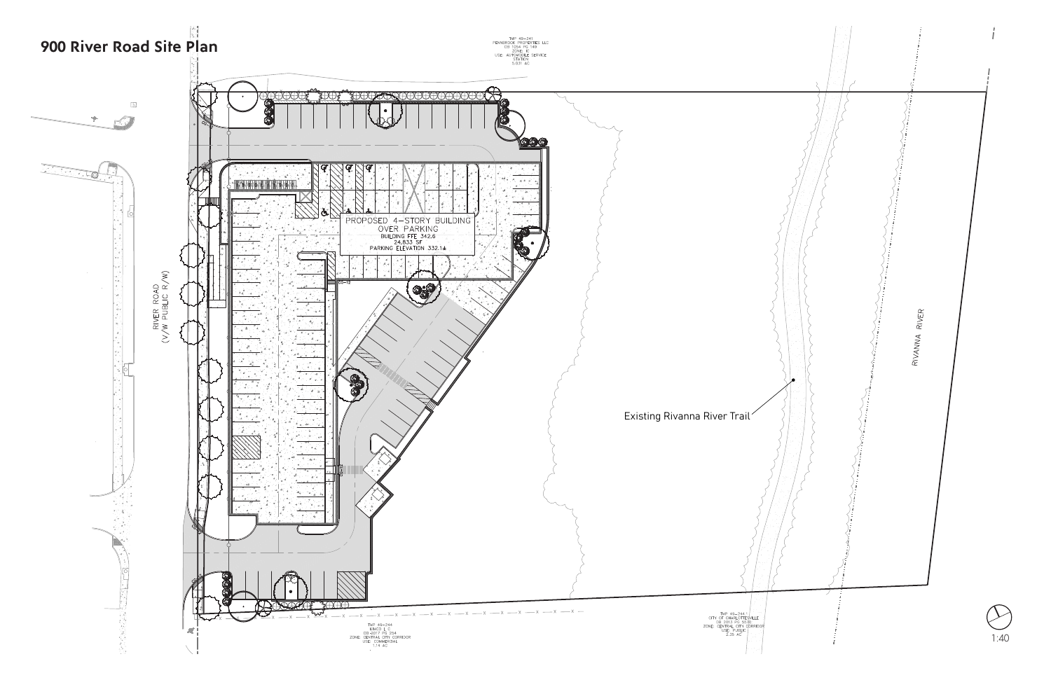# 900 River Road Site Plan

TMP 49-241
PENNBROOK PROPERTIES LLC
DB 1054 PG 149
ZONE: IC
USE: AUTOMOBILE SERVICE STATION
5.031 AC

PROPOSED 4-STORY BUILDING OVER PARKING
BUILDING FFE 342.6
24,833 SF
PARKING ELEVATION 332.1±

RIVER ROAD
(V/W PUBLIC R/W)

Existing Rivanna River Trail

RIVANNA RIVER

TMP 49-244
KIMCO L C
DB 2017 PG 254
ZONE: CENTRAL CITY CORRIDOR
USE: COMMERCIAL
1.14 AC

TMP 49-244.1
CITY OF CHARLOTTESVILLE
DB 2013 PG 5530
ZONE: CENTRAL CITY CORRIDOR
USE: PUBLIC
2.35 AC

1:40